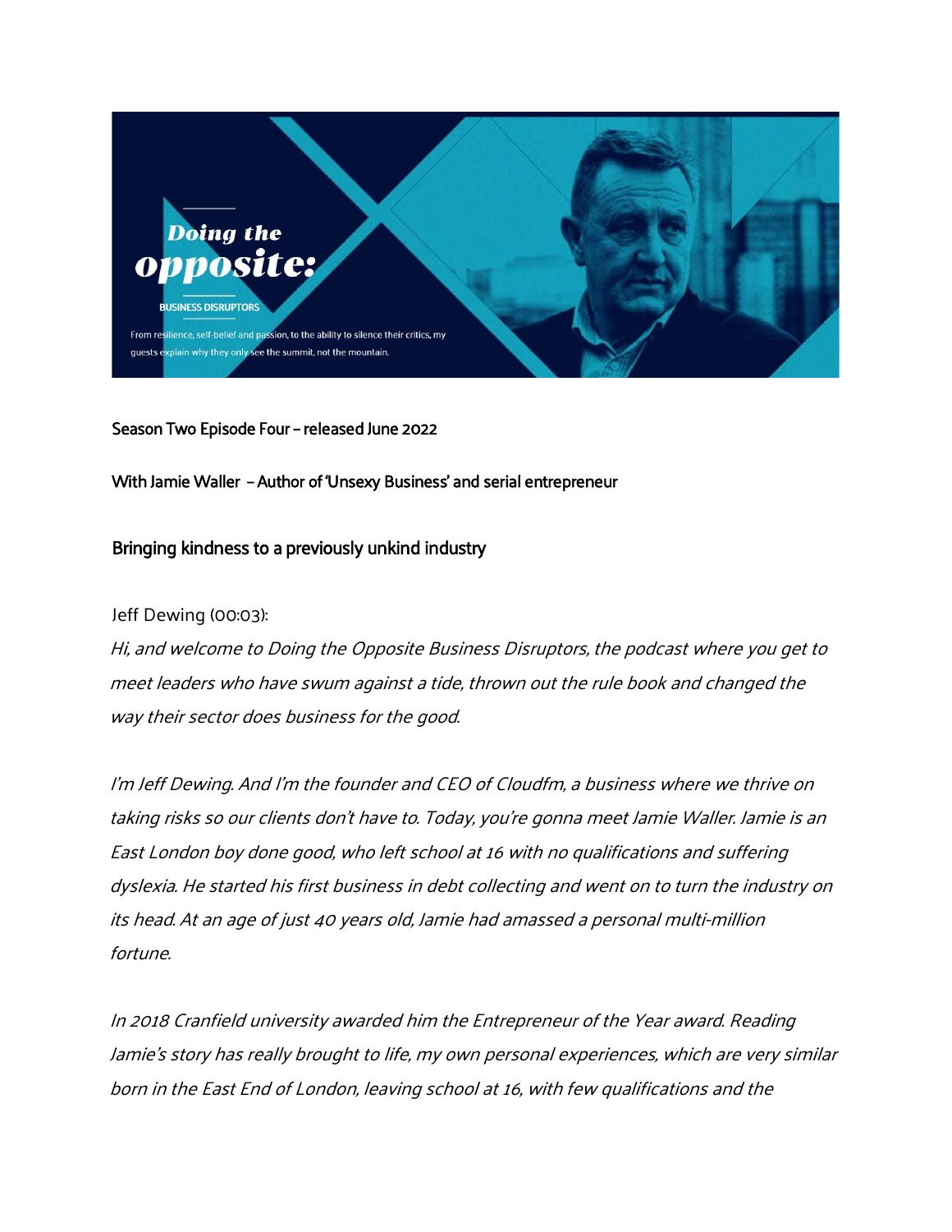Doing the opposite:

BUSINESS DISRUPTORS

From resilience, self-belief and passion, to the ability to silence their critics, my guests explain why they only see the summit, not the mountain.

Season Two Episode Four – released June 2022

With Jamie Waller – Author of 'Unsexy Business' and serial entrepreneur

## Bringing kindness to a previously unkind industry

Jeff Dewing (00:03):

*Hi, and welcome to Doing the Opposite Business Disruptors, the podcast where you get to meet leaders who have swum against a tide, thrown out the rule book and changed the way their sector does business for the good.*

*I'm Jeff Dewing. And I'm the founder and CEO of Cloudfm, a business where we thrive on taking risks so our clients don't have to. Today, you're gonna meet Jamie Waller. Jamie is an East London boy done good, who left school at 16 with no qualifications and suffering dyslexia. He started his first business in debt collecting and went on to turn the industry on its head. At an age of just 40 years old, Jamie had amassed a personal multi-million fortune.*

*In 2018 Cranfield university awarded him the Entrepreneur of the Year award. Reading Jamie's story has really brought to life, my own personal experiences, which are very similar born in the East End of London, leaving school at 16, with few qualifications and the*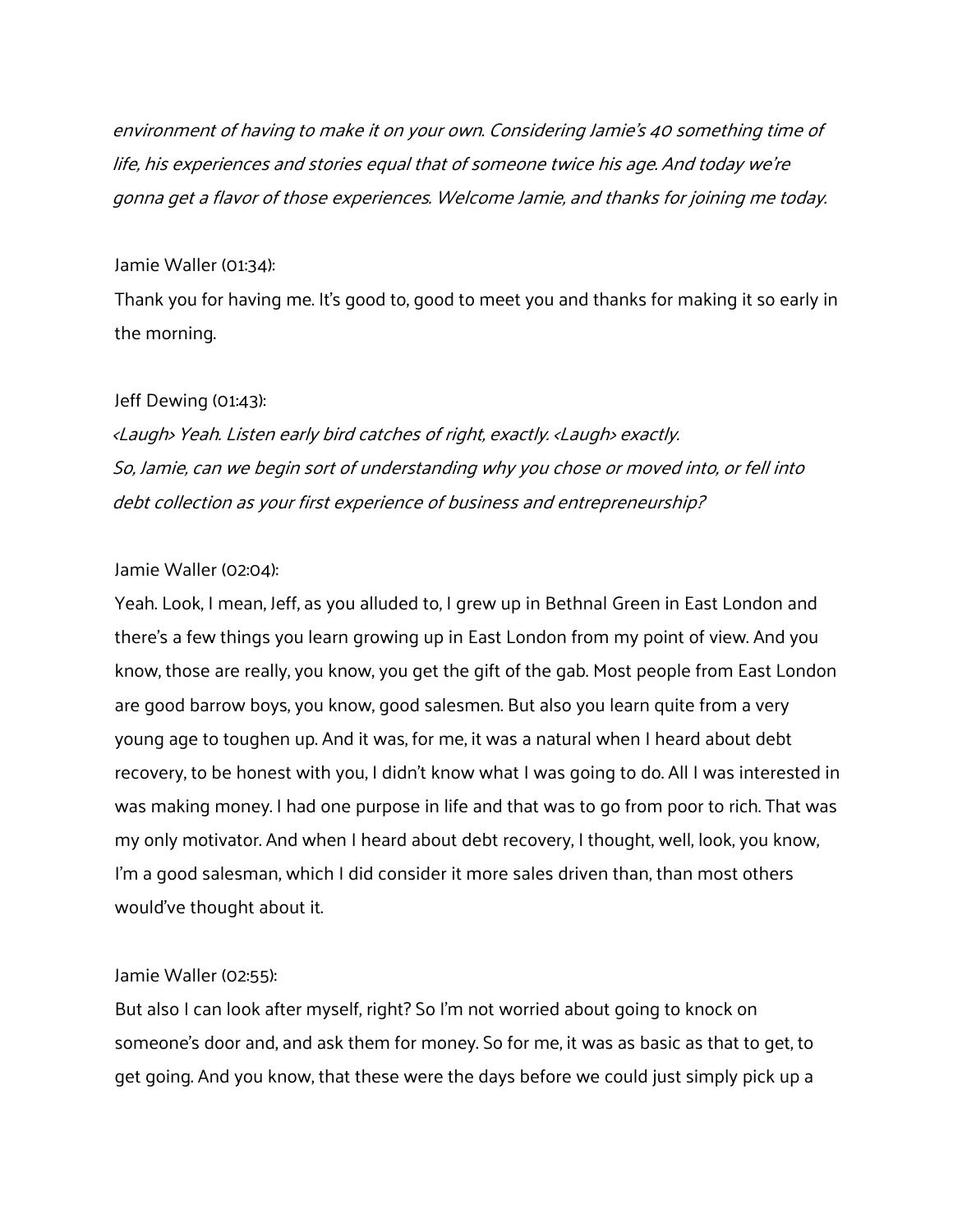*environment of having to make it on your own. Considering Jamie's 40 something time of life, his experiences and stories equal that of someone twice his age. And today we're gonna get a flavor of those experiences. Welcome Jamie, and thanks for joining me today.*

Jamie Waller (01:34):

Thank you for having me. It's good to, good to meet you and thanks for making it so early in the morning.

Jeff Dewing (01:43):

*<Laugh> Yeah. Listen early bird catches of right, exactly. <Laugh> exactly.*
*So, Jamie, can we begin sort of understanding why you chose or moved into, or fell into debt collection as your first experience of business and entrepreneurship?*

Jamie Waller (02:04):

Yeah. Look, I mean, Jeff, as you alluded to, I grew up in Bethnal Green in East London and there's a few things you learn growing up in East London from my point of view. And you know, those are really, you know, you get the gift of the gab. Most people from East London are good barrow boys, you know, good salesmen. But also you learn quite from a very young age to toughen up. And it was, for me, it was a natural when I heard about debt recovery, to be honest with you, I didn't know what I was going to do. All I was interested in was making money. I had one purpose in life and that was to go from poor to rich. That was my only motivator. And when I heard about debt recovery, I thought, well, look, you know, I'm a good salesman, which I did consider it more sales driven than, than most others would've thought about it.

Jamie Waller (02:55):

But also I can look after myself, right? So I'm not worried about going to knock on someone's door and, and ask them for money. So for me, it was as basic as that to get, to get going. And you know, that these were the days before we could just simply pick up a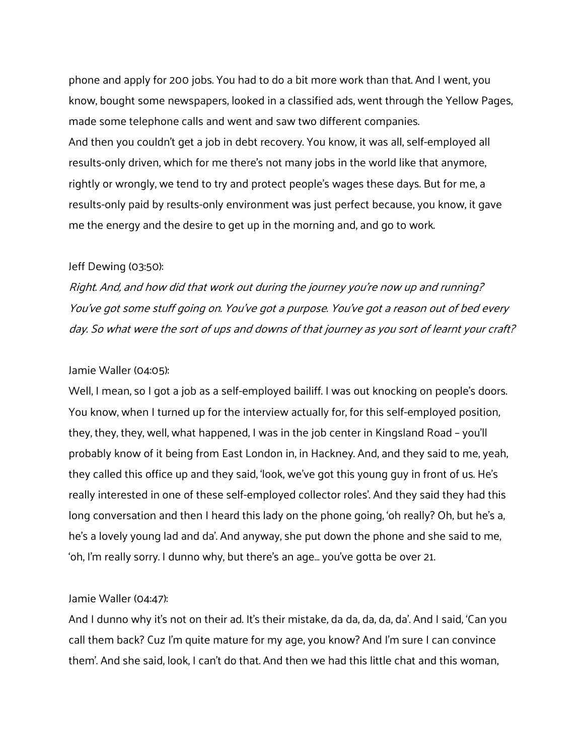phone and apply for 200 jobs. You had to do a bit more work than that. And I went, you know, bought some newspapers, looked in a classified ads, went through the Yellow Pages, made some telephone calls and went and saw two different companies.
And then you couldn't get a job in debt recovery. You know, it was all, self-employed all results-only driven, which for me there's not many jobs in the world like that anymore, rightly or wrongly, we tend to try and protect people's wages these days. But for me, a results-only paid by results-only environment was just perfect because, you know, it gave me the energy and the desire to get up in the morning and, and go to work.

Jeff Dewing (03:50):

*Right. And, and how did that work out during the journey you're now up and running? You've got some stuff going on. You've got a purpose. You've got a reason out of bed every day. So what were the sort of ups and downs of that journey as you sort of learnt your craft?*

Jamie Waller (04:05):

Well, I mean, so I got a job as a self-employed bailiff. I was out knocking on people's doors. You know, when I turned up for the interview actually for, for this self-employed position, they, they, they, well, what happened, I was in the job center in Kingsland Road – you'll probably know of it being from East London in, in Hackney. And, and they said to me, yeah, they called this office up and they said, 'look, we've got this young guy in front of us. He's really interested in one of these self-employed collector roles'. And they said they had this long conversation and then I heard this lady on the phone going, 'oh really? Oh, but he's a, he's a lovely young lad and da'. And anyway, she put down the phone and she said to me, 'oh, I'm really sorry. I dunno why, but there's an age… you've gotta be over 21.

Jamie Waller (04:47):

And I dunno why it's not on their ad. It's their mistake, da da, da, da, da'. And I said, 'Can you call them back? Cuz I'm quite mature for my age, you know? And I'm sure I can convince them'. And she said, look, I can't do that. And then we had this little chat and this woman,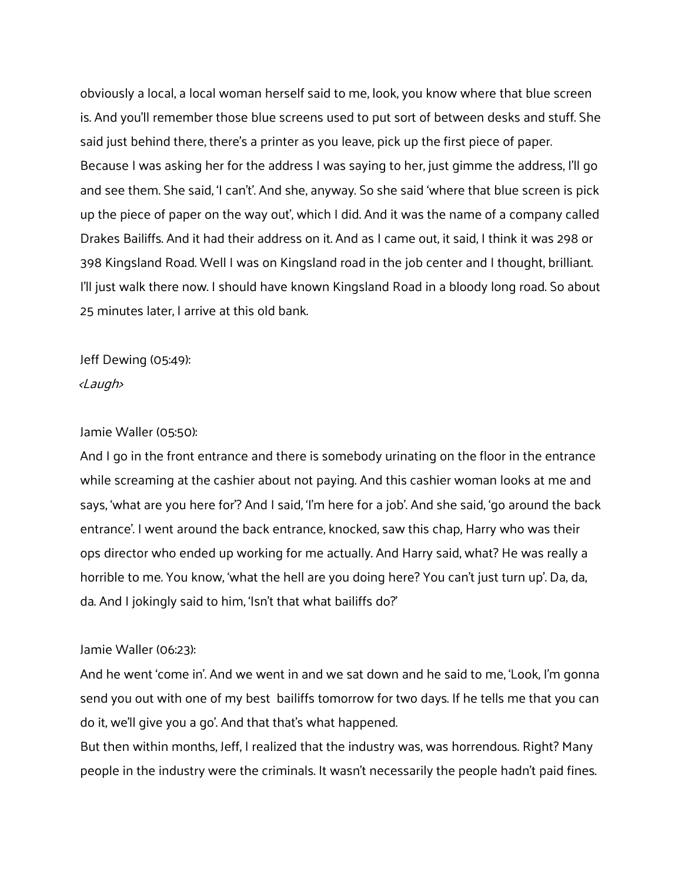obviously a local, a local woman herself said to me, look, you know where that blue screen is. And you'll remember those blue screens used to put sort of between desks and stuff. She said just behind there, there's a printer as you leave, pick up the first piece of paper. Because I was asking her for the address I was saying to her, just gimme the address, I'll go and see them. She said, 'I can't'. And she, anyway. So she said 'where that blue screen is pick up the piece of paper on the way out', which I did. And it was the name of a company called Drakes Bailiffs. And it had their address on it. And as I came out, it said, I think it was 298 or 398 Kingsland Road. Well I was on Kingsland road in the job center and I thought, brilliant. I'll just walk there now. I should have known Kingsland Road in a bloody long road. So about 25 minutes later, I arrive at this old bank.

Jeff Dewing (05:49):
*<Laugh>*

Jamie Waller (05:50):
And I go in the front entrance and there is somebody urinating on the floor in the entrance while screaming at the cashier about not paying. And this cashier woman looks at me and says, 'what are you here for'? And I said, 'I'm here for a job'. And she said, 'go around the back entrance'. I went around the back entrance, knocked, saw this chap, Harry who was their ops director who ended up working for me actually. And Harry said, what? He was really a horrible to me. You know, 'what the hell are you doing here? You can't just turn up'. Da, da, da. And I jokingly said to him, 'Isn't that what bailiffs do?'

Jamie Waller (06:23):
And he went 'come in'. And we went in and we sat down and he said to me, 'Look, I'm gonna send you out with one of my best bailiffs tomorrow for two days. If he tells me that you can do it, we'll give you a go'. And that that's what happened.
But then within months, Jeff, I realized that the industry was, was horrendous. Right? Many people in the industry were the criminals. It wasn't necessarily the people hadn't paid fines.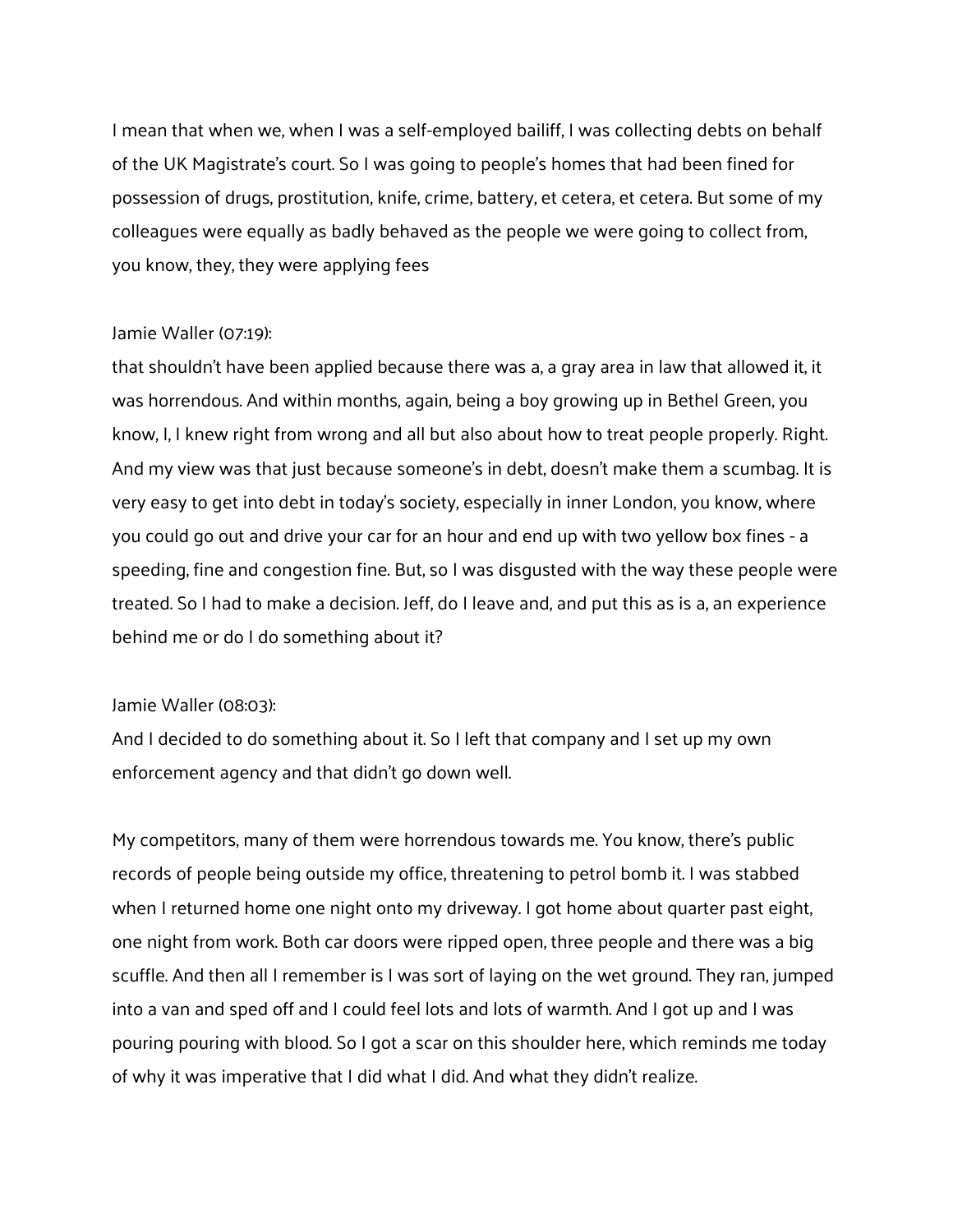I mean that when we, when I was a self-employed bailiff, I was collecting debts on behalf of the UK Magistrate's court. So I was going to people's homes that had been fined for possession of drugs, prostitution, knife, crime, battery, et cetera, et cetera. But some of my colleagues were equally as badly behaved as the people we were going to collect from, you know, they, they were applying fees

Jamie Waller (07:19):
that shouldn't have been applied because there was a, a gray area in law that allowed it, it was horrendous. And within months, again, being a boy growing up in Bethel Green, you know, I, I knew right from wrong and all but also about how to treat people properly. Right. And my view was that just because someone's in debt, doesn't make them a scumbag. It is very easy to get into debt in today's society, especially in inner London, you know, where you could go out and drive your car for an hour and end up with two yellow box fines - a speeding, fine and congestion fine. But, so I was disgusted with the way these people were treated. So I had to make a decision. Jeff, do I leave and, and put this as is a, an experience behind me or do I do something about it?

Jamie Waller (08:03):
And I decided to do something about it. So I left that company and I set up my own enforcement agency and that didn't go down well.

My competitors, many of them were horrendous towards me. You know, there's public records of people being outside my office, threatening to petrol bomb it. I was stabbed when I returned home one night onto my driveway. I got home about quarter past eight, one night from work. Both car doors were ripped open, three people and there was a big scuffle. And then all I remember is I was sort of laying on the wet ground. They ran, jumped into a van and sped off and I could feel lots and lots of warmth. And I got up and I was pouring pouring with blood. So I got a scar on this shoulder here, which reminds me today of why it was imperative that I did what I did. And what they didn't realize.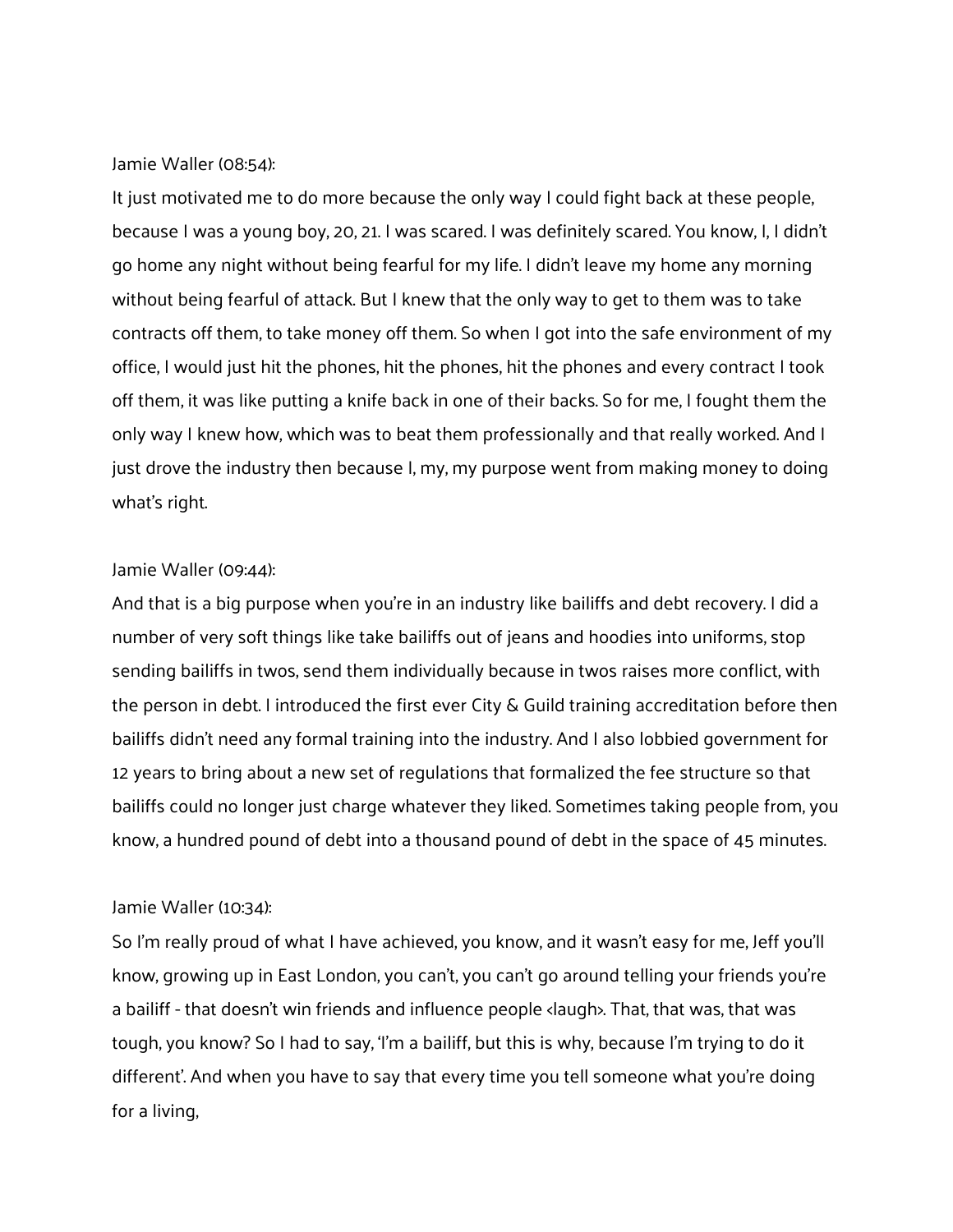Jamie Waller (08:54):

It just motivated me to do more because the only way I could fight back at these people, because I was a young boy, 20, 21. I was scared. I was definitely scared. You know, I, I didn't go home any night without being fearful for my life. I didn't leave my home any morning without being fearful of attack. But I knew that the only way to get to them was to take contracts off them, to take money off them. So when I got into the safe environment of my office, I would just hit the phones, hit the phones, hit the phones and every contract I took off them, it was like putting a knife back in one of their backs. So for me, I fought them the only way I knew how, which was to beat them professionally and that really worked. And I just drove the industry then because I, my, my purpose went from making money to doing what's right.

Jamie Waller (09:44):

And that is a big purpose when you're in an industry like bailiffs and debt recovery. I did a number of very soft things like take bailiffs out of jeans and hoodies into uniforms, stop sending bailiffs in twos, send them individually because in twos raises more conflict, with the person in debt. I introduced the first ever City & Guild training accreditation before then bailiffs didn't need any formal training into the industry. And I also lobbied government for 12 years to bring about a new set of regulations that formalized the fee structure so that bailiffs could no longer just charge whatever they liked. Sometimes taking people from, you know, a hundred pound of debt into a thousand pound of debt in the space of 45 minutes.

Jamie Waller (10:34):

So I'm really proud of what I have achieved, you know, and it wasn't easy for me, Jeff you'll know, growing up in East London, you can't, you can't go around telling your friends you're a bailiff - that doesn't win friends and influence people <laugh>. That, that was, that was tough, you know? So I had to say, 'I'm a bailiff, but this is why, because I'm trying to do it different'. And when you have to say that every time you tell someone what you're doing for a living,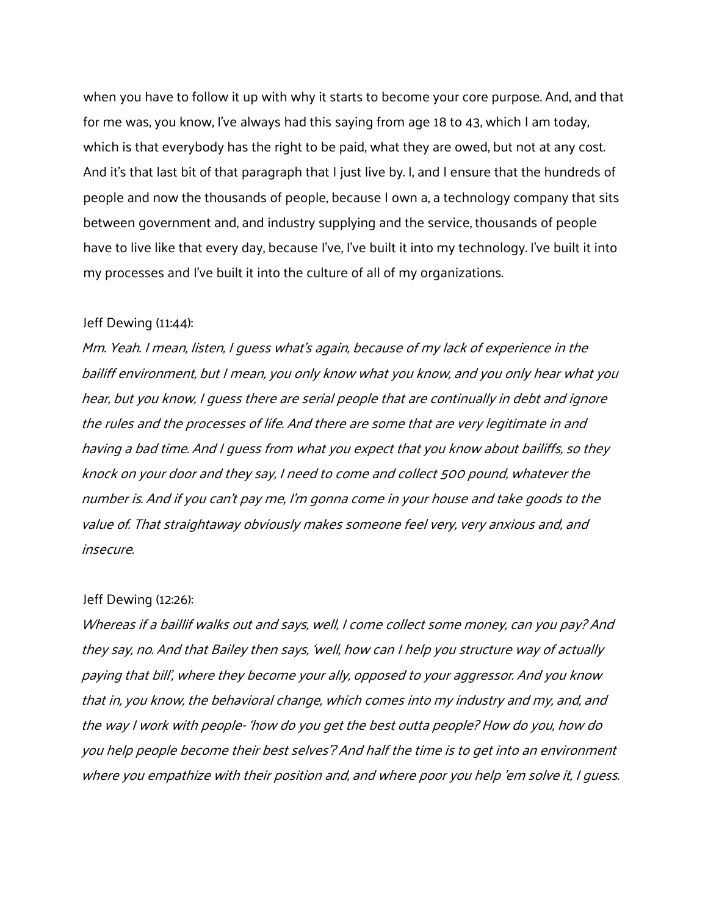when you have to follow it up with why it starts to become your core purpose. And, and that for me was, you know, I've always had this saying from age 18 to 43, which I am today, which is that everybody has the right to be paid, what they are owed, but not at any cost. And it's that last bit of that paragraph that I just live by. I, and I ensure that the hundreds of people and now the thousands of people, because I own a, a technology company that sits between government and, and industry supplying and the service, thousands of people have to live like that every day, because I've, I've built it into my technology. I've built it into my processes and I've built it into the culture of all of my organizations.

Jeff Dewing (11:44):

*Mm. Yeah. I mean, listen, I guess what's again, because of my lack of experience in the bailiff environment, but I mean, you only know what you know, and you only hear what you hear, but you know, I guess there are serial people that are continually in debt and ignore the rules and the processes of life. And there are some that are very legitimate in and having a bad time. And I guess from what you expect that you know about bailiffs, so they knock on your door and they say, I need to come and collect 500 pound, whatever the number is. And if you can't pay me, I'm gonna come in your house and take goods to the value of. That straightaway obviously makes someone feel very, very anxious and, and insecure.*

Jeff Dewing (12:26):

*Whereas if a baillif walks out and says, well, I come collect some money, can you pay? And they say, no. And that Bailey then says, 'well, how can I help you structure way of actually paying that bill', where they become your ally, opposed to your aggressor. And you know that in, you know, the behavioral change, which comes into my industry and my, and, and the way I work with people- 'how do you get the best outta people? How do you, how do you help people become their best selves'? And half the time is to get into an environment where you empathize with their position and, and where poor you help 'em solve it, I guess.*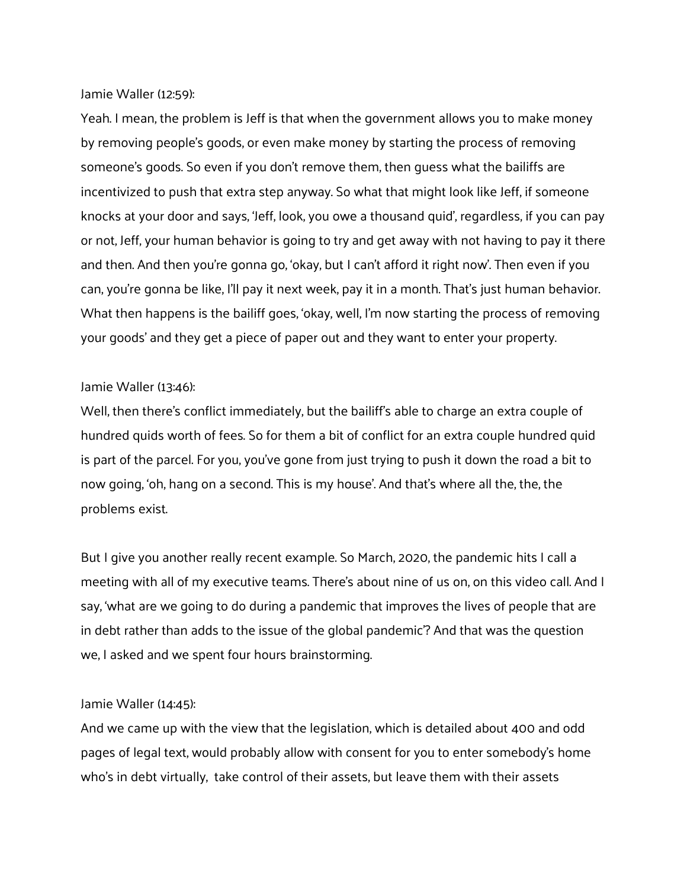Jamie Waller (12:59):

Yeah. I mean, the problem is Jeff is that when the government allows you to make money by removing people's goods, or even make money by starting the process of removing someone's goods. So even if you don't remove them, then guess what the bailiffs are incentivized to push that extra step anyway. So what that might look like Jeff, if someone knocks at your door and says, 'Jeff, look, you owe a thousand quid', regardless, if you can pay or not, Jeff, your human behavior is going to try and get away with not having to pay it there and then. And then you're gonna go, 'okay, but I can't afford it right now'. Then even if you can, you're gonna be like, I'll pay it next week, pay it in a month. That's just human behavior. What then happens is the bailiff goes, 'okay, well, I'm now starting the process of removing your goods' and they get a piece of paper out and they want to enter your property.

Jamie Waller (13:46):

Well, then there's conflict immediately, but the bailiff's able to charge an extra couple of hundred quids worth of fees. So for them a bit of conflict for an extra couple hundred quid is part of the parcel. For you, you've gone from just trying to push it down the road a bit to now going, 'oh, hang on a second. This is my house'. And that's where all the, the, the problems exist.

But I give you another really recent example. So March, 2020, the pandemic hits I call a meeting with all of my executive teams. There's about nine of us on, on this video call. And I say, 'what are we going to do during a pandemic that improves the lives of people that are in debt rather than adds to the issue of the global pandemic'? And that was the question we, I asked and we spent four hours brainstorming.

Jamie Waller (14:45):

And we came up with the view that the legislation, which is detailed about 400 and odd pages of legal text, would probably allow with consent for you to enter somebody's home who's in debt virtually, take control of their assets, but leave them with their assets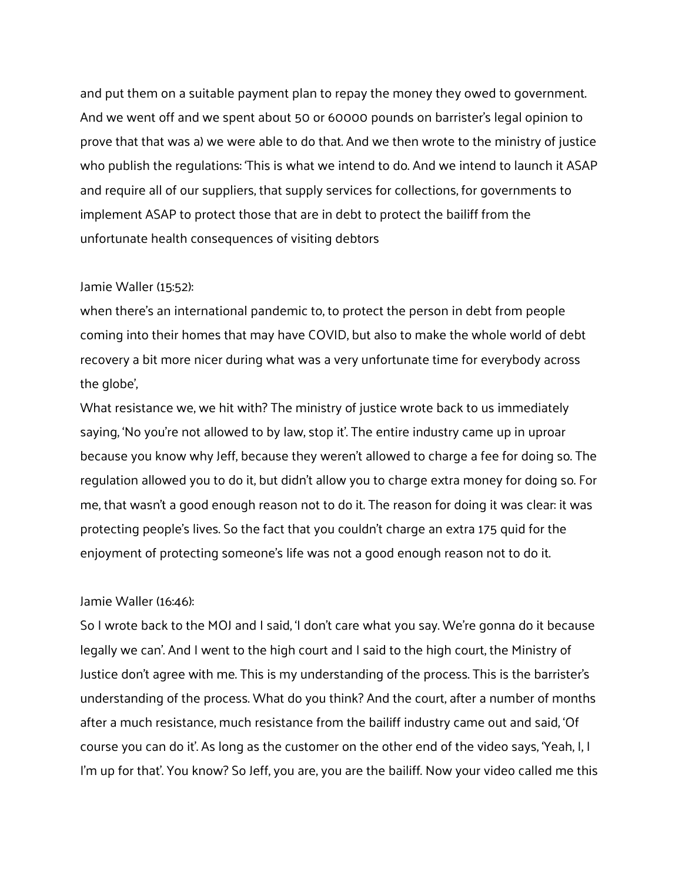and put them on a suitable payment plan to repay the money they owed to government. And we went off and we spent about 50 or 60000 pounds on barrister's legal opinion to prove that that was a) we were able to do that. And we then wrote to the ministry of justice who publish the regulations: 'This is what we intend to do. And we intend to launch it ASAP and require all of our suppliers, that supply services for collections, for governments to implement ASAP to protect those that are in debt to protect the bailiff from the unfortunate health consequences of visiting debtors

Jamie Waller (15:52):
when there's an international pandemic to, to protect the person in debt from people coming into their homes that may have COVID, but also to make the whole world of debt recovery a bit more nicer during what was a very unfortunate time for everybody across the globe',
What resistance we, we hit with? The ministry of justice wrote back to us immediately saying, 'No you're not allowed to by law, stop it'. The entire industry came up in uproar because you know why Jeff, because they weren't allowed to charge a fee for doing so. The regulation allowed you to do it, but didn't allow you to charge extra money for doing so. For me, that wasn't a good enough reason not to do it. The reason for doing it was clear: it was protecting people's lives. So the fact that you couldn't charge an extra 175 quid for the enjoyment of protecting someone's life was not a good enough reason not to do it.

Jamie Waller (16:46):
So I wrote back to the MOJ and I said, 'I don't care what you say. We're gonna do it because legally we can'. And I went to the high court and I said to the high court, the Ministry of Justice don't agree with me. This is my understanding of the process. This is the barrister's understanding of the process. What do you think? And the court, after a number of months after a much resistance, much resistance from the bailiff industry came out and said, 'Of course you can do it'. As long as the customer on the other end of the video says, 'Yeah, I, I I'm up for that'. You know? So Jeff, you are, you are the bailiff. Now your video called me this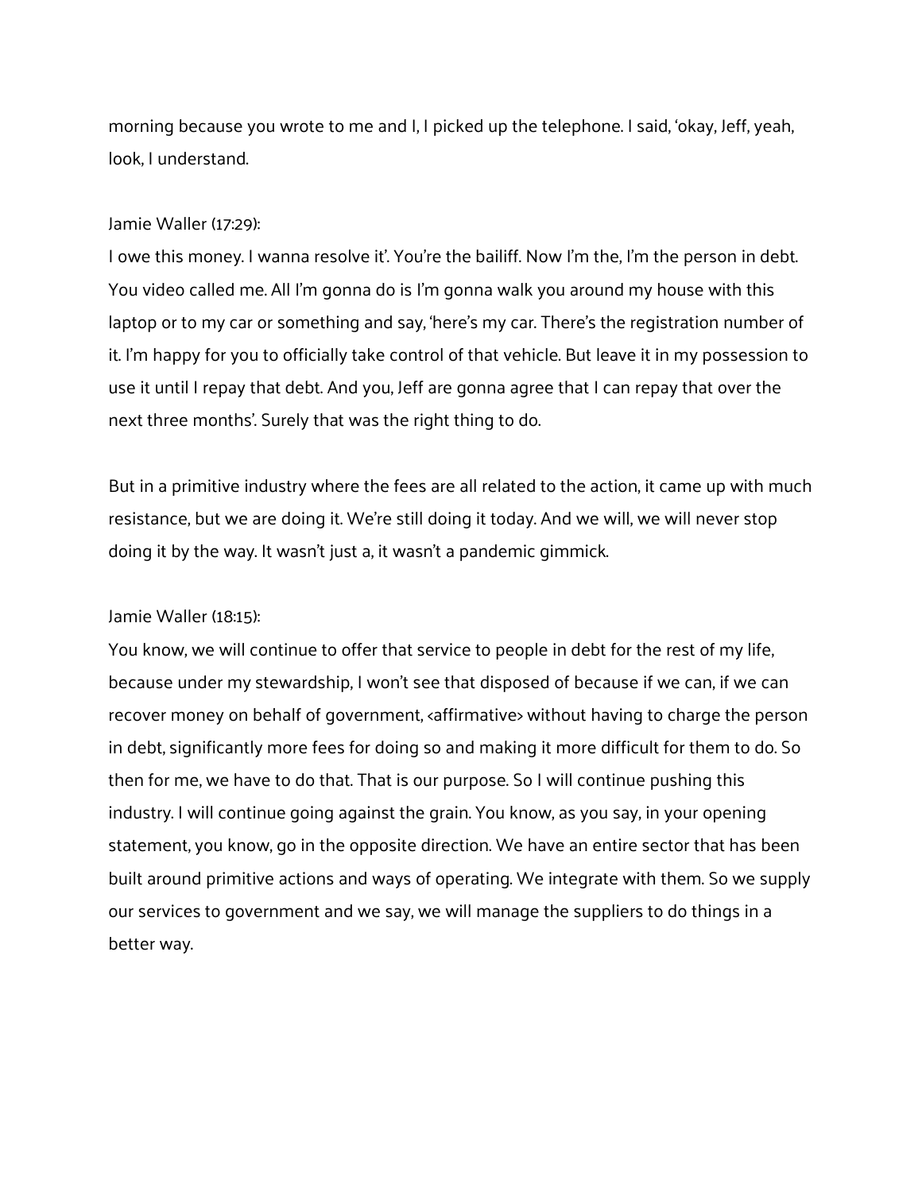morning because you wrote to me and I, I picked up the telephone. I said, 'okay, Jeff, yeah, look, I understand.

Jamie Waller (17:29):

I owe this money. I wanna resolve it'. You're the bailiff. Now I'm the, I'm the person in debt. You video called me. All I'm gonna do is I'm gonna walk you around my house with this laptop or to my car or something and say, 'here's my car. There's the registration number of it. I'm happy for you to officially take control of that vehicle. But leave it in my possession to use it until I repay that debt. And you, Jeff are gonna agree that I can repay that over the next three months'. Surely that was the right thing to do.

But in a primitive industry where the fees are all related to the action, it came up with much resistance, but we are doing it. We're still doing it today. And we will, we will never stop doing it by the way. It wasn't just a, it wasn't a pandemic gimmick.

Jamie Waller (18:15):

You know, we will continue to offer that service to people in debt for the rest of my life, because under my stewardship, I won't see that disposed of because if we can, if we can recover money on behalf of government, <affirmative> without having to charge the person in debt, significantly more fees for doing so and making it more difficult for them to do. So then for me, we have to do that. That is our purpose. So I will continue pushing this industry. I will continue going against the grain. You know, as you say, in your opening statement, you know, go in the opposite direction. We have an entire sector that has been built around primitive actions and ways of operating. We integrate with them. So we supply our services to government and we say, we will manage the suppliers to do things in a better way.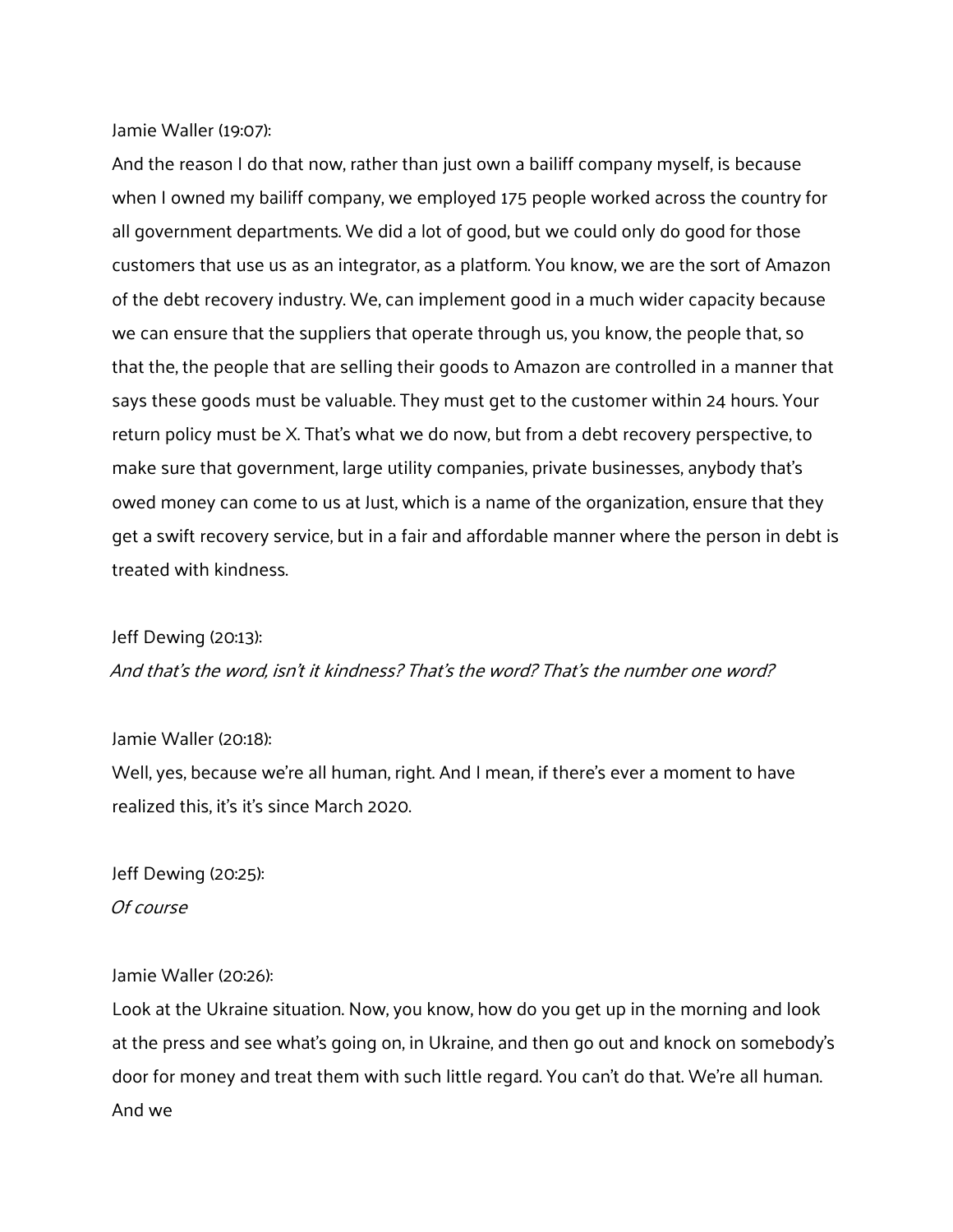Jamie Waller (19:07):

And the reason I do that now, rather than just own a bailiff company myself, is because when I owned my bailiff company, we employed 175 people worked across the country for all government departments. We did a lot of good, but we could only do good for those customers that use us as an integrator, as a platform. You know, we are the sort of Amazon of the debt recovery industry. We, can implement good in a much wider capacity because we can ensure that the suppliers that operate through us, you know, the people that, so that the, the people that are selling their goods to Amazon are controlled in a manner that says these goods must be valuable. They must get to the customer within 24 hours. Your return policy must be X. That's what we do now, but from a debt recovery perspective, to make sure that government, large utility companies, private businesses, anybody that's owed money can come to us at Just, which is a name of the organization, ensure that they get a swift recovery service, but in a fair and affordable manner where the person in debt is treated with kindness.

Jeff Dewing (20:13):

*And that's the word, isn't it kindness? That's the word? That's the number one word?*

Jamie Waller (20:18):

Well, yes, because we're all human, right. And I mean, if there's ever a moment to have realized this, it's it's since March 2020.

Jeff Dewing (20:25):

*Of course*

Jamie Waller (20:26):

Look at the Ukraine situation. Now, you know, how do you get up in the morning and look at the press and see what's going on, in Ukraine, and then go out and knock on somebody's door for money and treat them with such little regard. You can't do that. We're all human. And we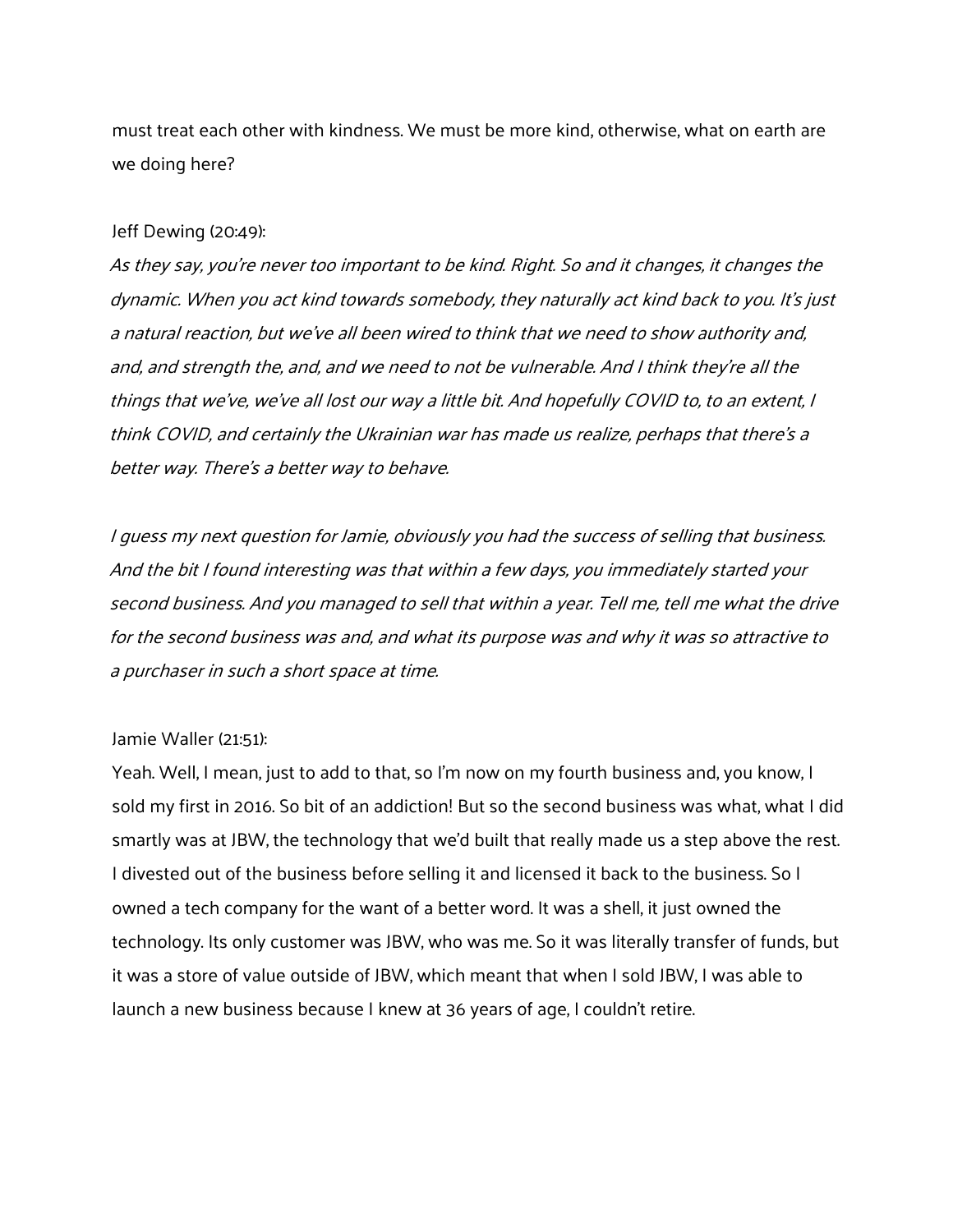must treat each other with kindness. We must be more kind, otherwise, what on earth are we doing here?

Jeff Dewing (20:49):

*As they say, you're never too important to be kind. Right. So and it changes, it changes the dynamic. When you act kind towards somebody, they naturally act kind back to you. It's just a natural reaction, but we've all been wired to think that we need to show authority and, and, and strength the, and, and we need to not be vulnerable. And I think they're all the things that we've, we've all lost our way a little bit. And hopefully COVID to, to an extent, I think COVID, and certainly the Ukrainian war has made us realize, perhaps that there's a better way. There's a better way to behave.*

*I guess my next question for Jamie, obviously you had the success of selling that business. And the bit I found interesting was that within a few days, you immediately started your second business. And you managed to sell that within a year. Tell me, tell me what the drive for the second business was and, and what its purpose was and why it was so attractive to a purchaser in such a short space at time.*

Jamie Waller (21:51):

Yeah. Well, I mean, just to add to that, so I'm now on my fourth business and, you know, I sold my first in 2016. So bit of an addiction! But so the second business was what, what I did smartly was at JBW, the technology that we'd built that really made us a step above the rest. I divested out of the business before selling it and licensed it back to the business. So I owned a tech company for the want of a better word. It was a shell, it just owned the technology. Its only customer was JBW, who was me. So it was literally transfer of funds, but it was a store of value outside of JBW, which meant that when I sold JBW, I was able to launch a new business because I knew at 36 years of age, I couldn't retire.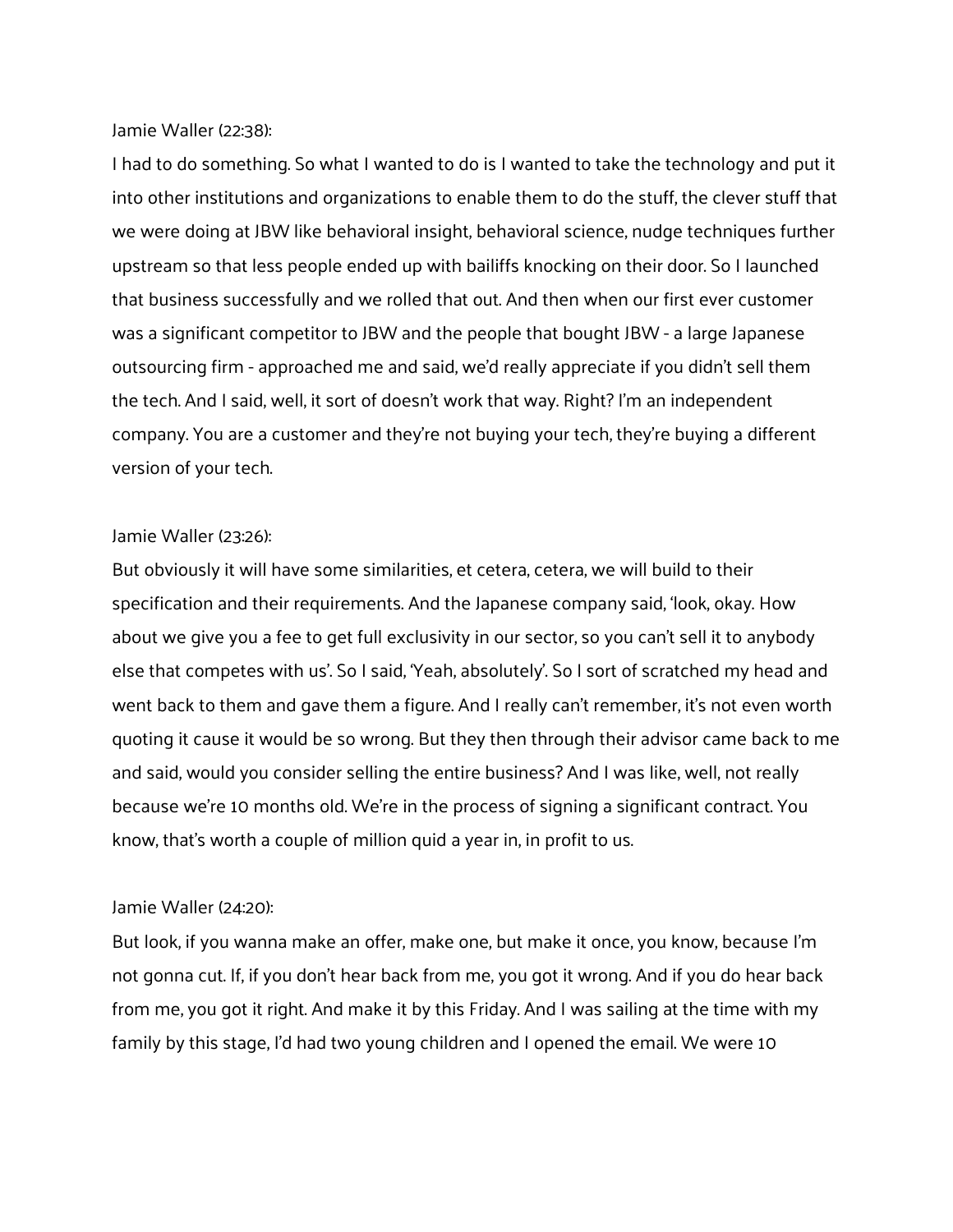Jamie Waller (22:38):

I had to do something. So what I wanted to do is I wanted to take the technology and put it into other institutions and organizations to enable them to do the stuff, the clever stuff that we were doing at JBW like behavioral insight, behavioral science, nudge techniques further upstream so that less people ended up with bailiffs knocking on their door. So I launched that business successfully and we rolled that out. And then when our first ever customer was a significant competitor to JBW and the people that bought JBW - a large Japanese outsourcing firm - approached me and said, we'd really appreciate if you didn't sell them the tech. And I said, well, it sort of doesn't work that way. Right? I'm an independent company. You are a customer and they're not buying your tech, they're buying a different version of your tech.

Jamie Waller (23:26):

But obviously it will have some similarities, et cetera, cetera, we will build to their specification and their requirements. And the Japanese company said, 'look, okay. How about we give you a fee to get full exclusivity in our sector, so you can't sell it to anybody else that competes with us'. So I said, 'Yeah, absolutely'. So I sort of scratched my head and went back to them and gave them a figure. And I really can't remember, it's not even worth quoting it cause it would be so wrong. But they then through their advisor came back to me and said, would you consider selling the entire business? And I was like, well, not really because we're 10 months old. We're in the process of signing a significant contract. You know, that's worth a couple of million quid a year in, in profit to us.

Jamie Waller (24:20):

But look, if you wanna make an offer, make one, but make it once, you know, because I'm not gonna cut. If, if you don't hear back from me, you got it wrong. And if you do hear back from me, you got it right. And make it by this Friday. And I was sailing at the time with my family by this stage, I'd had two young children and I opened the email. We were 10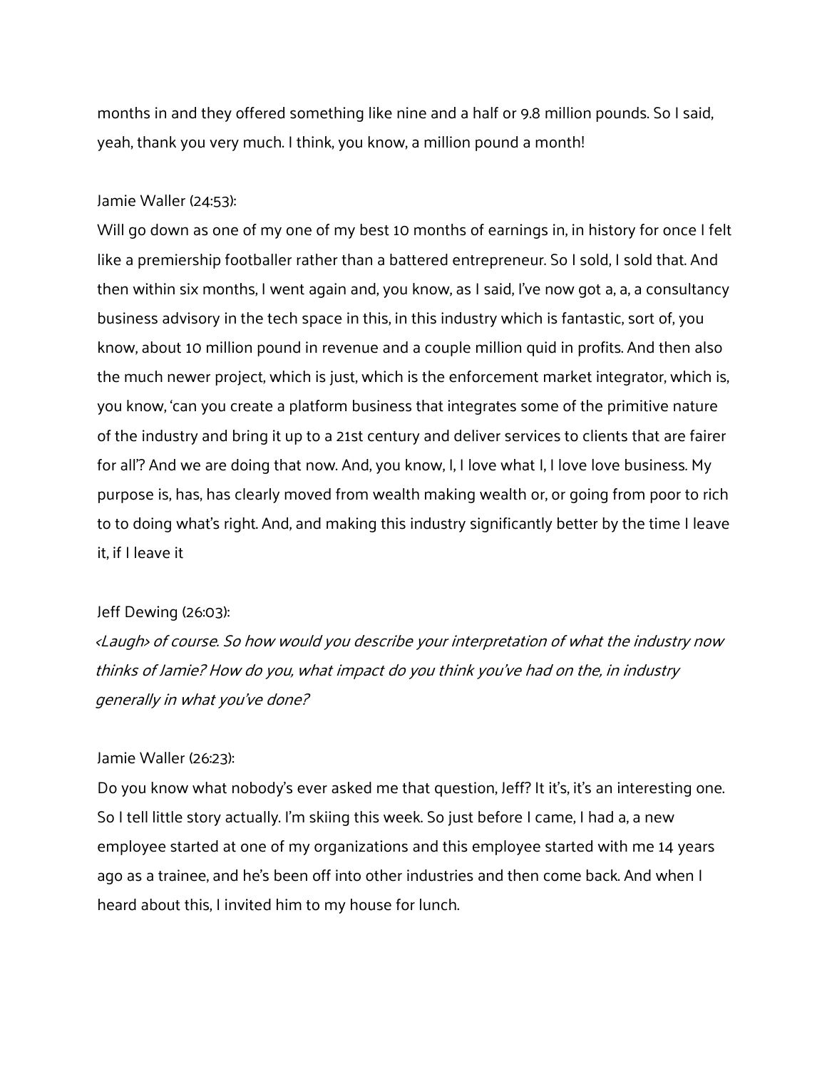months in and they offered something like nine and a half or 9.8 million pounds. So I said, yeah, thank you very much. I think, you know, a million pound a month!

Jamie Waller (24:53):

Will go down as one of my one of my best 10 months of earnings in, in history for once I felt like a premiership footballer rather than a battered entrepreneur. So I sold, I sold that. And then within six months, I went again and, you know, as I said, I've now got a, a, a consultancy business advisory in the tech space in this, in this industry which is fantastic, sort of, you know, about 10 million pound in revenue and a couple million quid in profits. And then also the much newer project, which is just, which is the enforcement market integrator, which is, you know, 'can you create a platform business that integrates some of the primitive nature of the industry and bring it up to a 21st century and deliver services to clients that are fairer for all'? And we are doing that now. And, you know, I, I love what I, I love love business. My purpose is, has, has clearly moved from wealth making wealth or, or going from poor to rich to to doing what's right. And, and making this industry significantly better by the time I leave it, if I leave it

Jeff Dewing (26:03):

*<Laugh> of course. So how would you describe your interpretation of what the industry now thinks of Jamie? How do you, what impact do you think you've had on the, in industry generally in what you've done?*

Jamie Waller (26:23):

Do you know what nobody's ever asked me that question, Jeff? It it's, it's an interesting one. So I tell little story actually. I'm skiing this week. So just before I came, I had a, a new employee started at one of my organizations and this employee started with me 14 years ago as a trainee, and he's been off into other industries and then come back. And when I heard about this, I invited him to my house for lunch.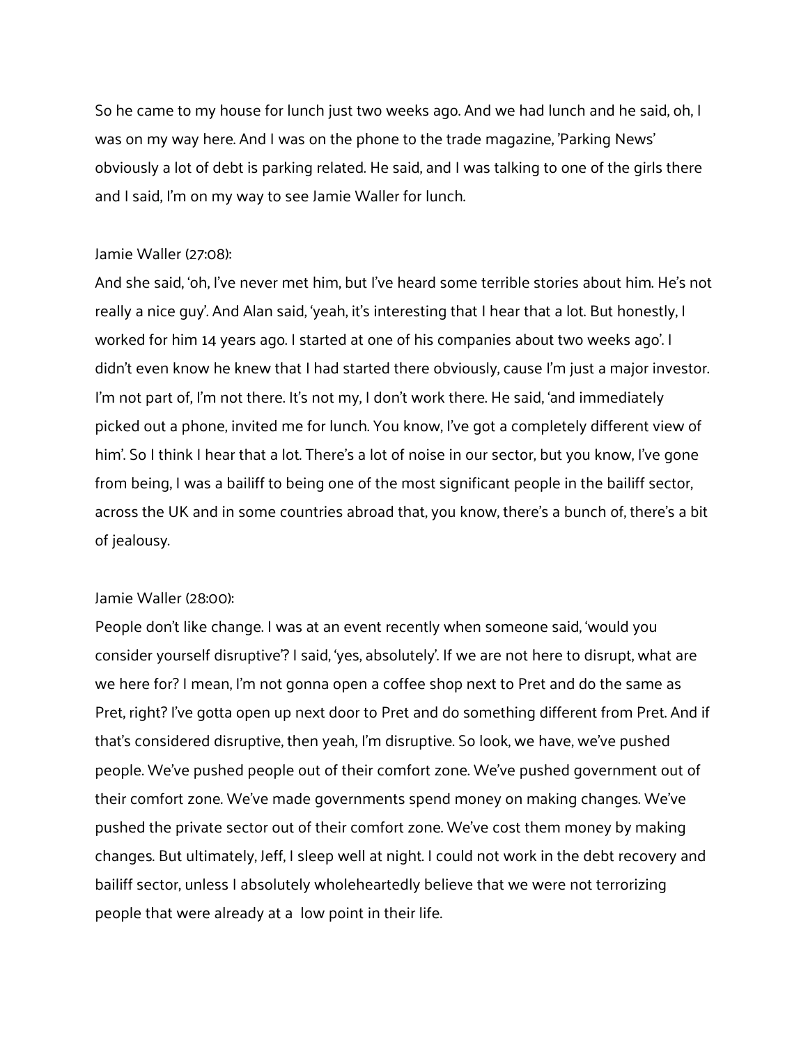So he came to my house for lunch just two weeks ago. And we had lunch and he said, oh, I was on my way here. And I was on the phone to the trade magazine, 'Parking News' obviously a lot of debt is parking related. He said, and I was talking to one of the girls there and I said, I'm on my way to see Jamie Waller for lunch.

Jamie Waller (27:08):

And she said, 'oh, I've never met him, but I've heard some terrible stories about him. He's not really a nice guy'. And Alan said, 'yeah, it's interesting that I hear that a lot. But honestly, I worked for him 14 years ago. I started at one of his companies about two weeks ago'. I didn't even know he knew that I had started there obviously, cause I'm just a major investor. I'm not part of, I'm not there. It's not my, I don't work there. He said, 'and immediately picked out a phone, invited me for lunch. You know, I've got a completely different view of him'. So I think I hear that a lot. There's a lot of noise in our sector, but you know, I've gone from being, I was a bailiff to being one of the most significant people in the bailiff sector, across the UK and in some countries abroad that, you know, there's a bunch of, there's a bit of jealousy.

Jamie Waller (28:00):

People don't like change. I was at an event recently when someone said, 'would you consider yourself disruptive'? I said, 'yes, absolutely'. If we are not here to disrupt, what are we here for? I mean, I'm not gonna open a coffee shop next to Pret and do the same as Pret, right? I've gotta open up next door to Pret and do something different from Pret. And if that's considered disruptive, then yeah, I'm disruptive. So look, we have, we've pushed people. We've pushed people out of their comfort zone. We've pushed government out of their comfort zone. We've made governments spend money on making changes. We've pushed the private sector out of their comfort zone. We've cost them money by making changes. But ultimately, Jeff, I sleep well at night. I could not work in the debt recovery and bailiff sector, unless I absolutely wholeheartedly believe that we were not terrorizing people that were already at a low point in their life.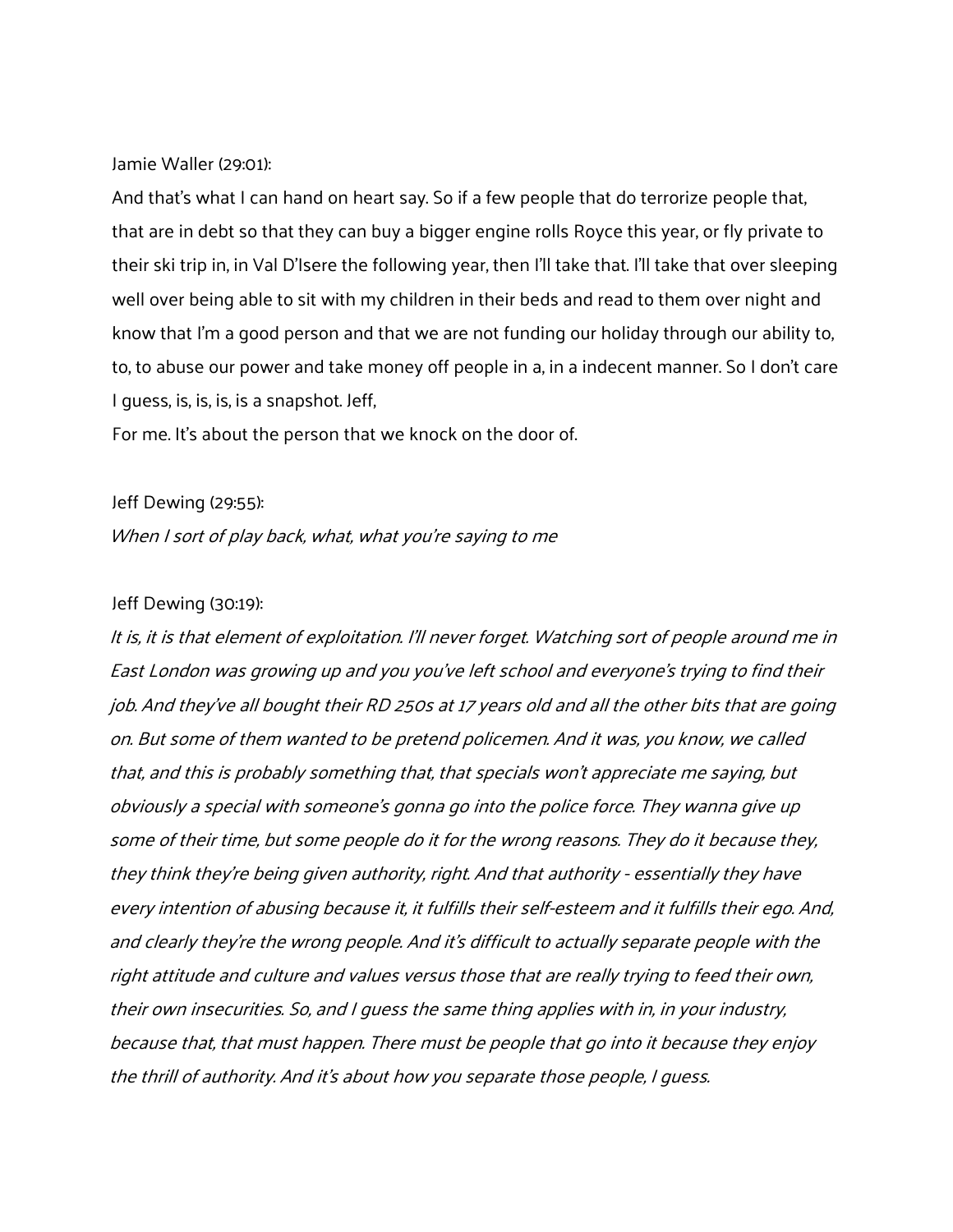Jamie Waller (29:01):

And that's what I can hand on heart say. So if a few people that do terrorize people that, that are in debt so that they can buy a bigger engine rolls Royce this year, or fly private to their ski trip in, in Val D'Isere the following year, then I'll take that. I'll take that over sleeping well over being able to sit with my children in their beds and read to them over night and know that I'm a good person and that we are not funding our holiday through our ability to, to, to abuse our power and take money off people in a, in a indecent manner. So I don't care I guess, is, is, is, is a snapshot. Jeff,

For me. It's about the person that we knock on the door of.

Jeff Dewing (29:55):

*When I sort of play back, what, what you're saying to me*

Jeff Dewing (30:19):

*It is, it is that element of exploitation. I'll never forget. Watching sort of people around me in East London was growing up and you you've left school and everyone's trying to find their job. And they've all bought their RD 250s at 17 years old and all the other bits that are going on. But some of them wanted to be pretend policemen. And it was, you know, we called that, and this is probably something that, that specials won't appreciate me saying, but obviously a special with someone's gonna go into the police force. They wanna give up some of their time, but some people do it for the wrong reasons. They do it because they, they think they're being given authority, right. And that authority - essentially they have every intention of abusing because it, it fulfills their self-esteem and it fulfills their ego. And, and clearly they're the wrong people. And it's difficult to actually separate people with the right attitude and culture and values versus those that are really trying to feed their own, their own insecurities. So, and I guess the same thing applies with in, in your industry, because that, that must happen. There must be people that go into it because they enjoy the thrill of authority. And it's about how you separate those people, I guess.*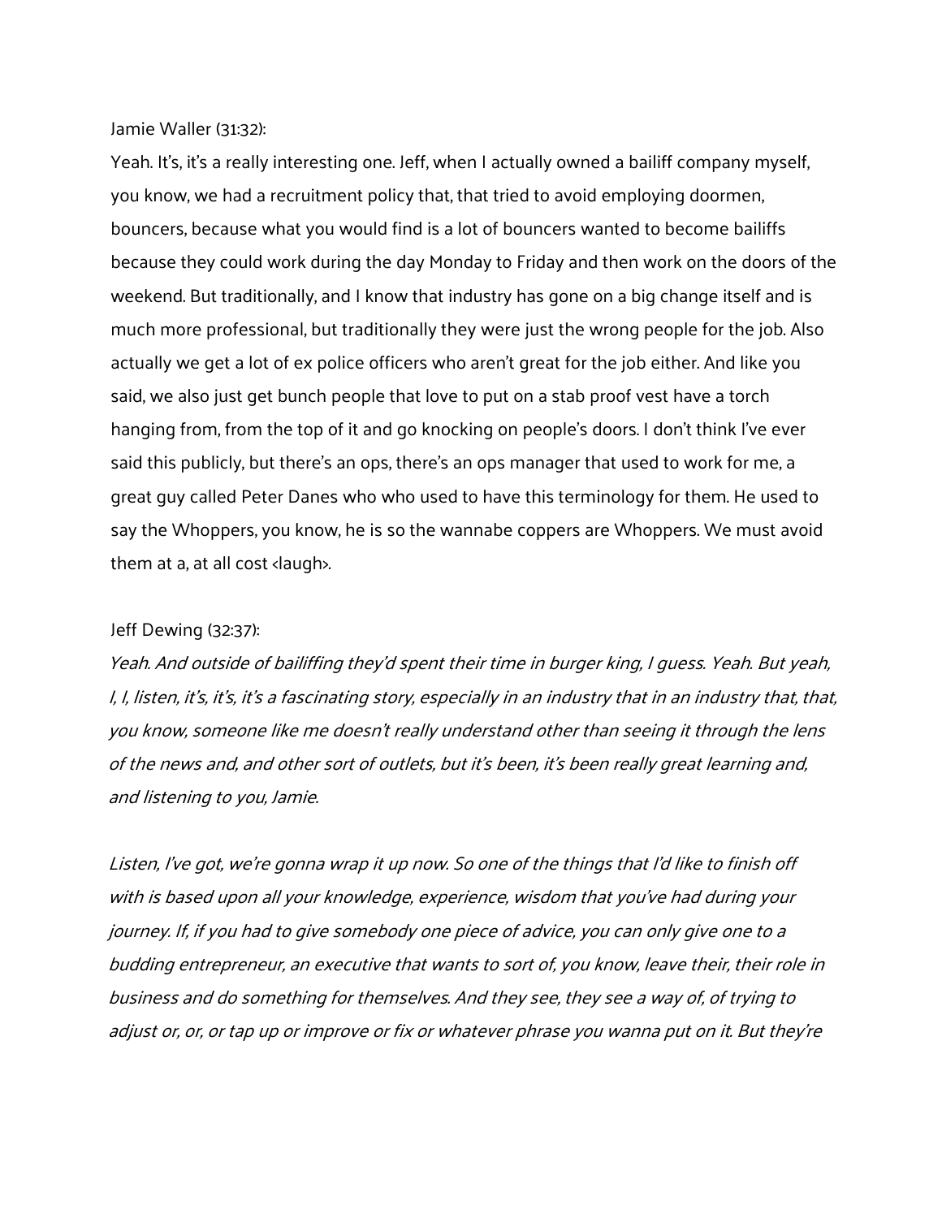Jamie Waller (31:32):

Yeah. It's, it's a really interesting one. Jeff, when I actually owned a bailiff company myself, you know, we had a recruitment policy that, that tried to avoid employing doormen, bouncers, because what you would find is a lot of bouncers wanted to become bailiffs because they could work during the day Monday to Friday and then work on the doors of the weekend. But traditionally, and I know that industry has gone on a big change itself and is much more professional, but traditionally they were just the wrong people for the job. Also actually we get a lot of ex police officers who aren't great for the job either. And like you said, we also just get bunch people that love to put on a stab proof vest have a torch hanging from, from the top of it and go knocking on people's doors. I don't think I've ever said this publicly, but there's an ops, there's an ops manager that used to work for me, a great guy called Peter Danes who who used to have this terminology for them. He used to say the Whoppers, you know, he is so the wannabe coppers are Whoppers. We must avoid them at a, at all cost <laugh>.

Jeff Dewing (32:37):

*Yeah. And outside of bailiffing they'd spent their time in burger king, I guess. Yeah. But yeah, I, I, listen, it's, it's, it's a fascinating story, especially in an industry that in an industry that, that, you know, someone like me doesn't really understand other than seeing it through the lens of the news and, and other sort of outlets, but it's been, it's been really great learning and, and listening to you, Jamie.*

*Listen, I've got, we're gonna wrap it up now. So one of the things that I'd like to finish off with is based upon all your knowledge, experience, wisdom that you've had during your journey. If, if you had to give somebody one piece of advice, you can only give one to a budding entrepreneur, an executive that wants to sort of, you know, leave their, their role in business and do something for themselves. And they see, they see a way of, of trying to adjust or, or, or tap up or improve or fix or whatever phrase you wanna put on it. But they're*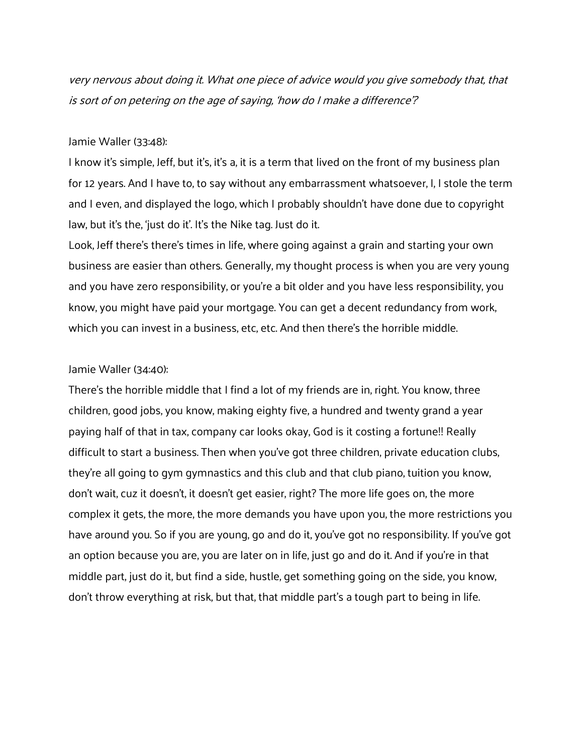*very nervous about doing it. What one piece of advice would you give somebody that, that is sort of on petering on the age of saying, 'how do I make a difference'?*

Jamie Waller (33:48):

I know it's simple, Jeff, but it's, it's a, it is a term that lived on the front of my business plan for 12 years. And I have to, to say without any embarrassment whatsoever, I, I stole the term and I even, and displayed the logo, which I probably shouldn't have done due to copyright law, but it's the, 'just do it'. It's the Nike tag. Just do it.

Look, Jeff there's there's times in life, where going against a grain and starting your own business are easier than others. Generally, my thought process is when you are very young and you have zero responsibility, or you're a bit older and you have less responsibility, you know, you might have paid your mortgage. You can get a decent redundancy from work, which you can invest in a business, etc, etc. And then there's the horrible middle.

Jamie Waller (34:40):

There's the horrible middle that I find a lot of my friends are in, right. You know, three children, good jobs, you know, making eighty five, a hundred and twenty grand a year paying half of that in tax, company car looks okay, God is it costing a fortune!! Really difficult to start a business. Then when you've got three children, private education clubs, they're all going to gym gymnastics and this club and that club piano, tuition you know, don't wait, cuz it doesn't, it doesn't get easier, right? The more life goes on, the more complex it gets, the more, the more demands you have upon you, the more restrictions you have around you. So if you are young, go and do it, you've got no responsibility. If you've got an option because you are, you are later on in life, just go and do it. And if you're in that middle part, just do it, but find a side, hustle, get something going on the side, you know, don't throw everything at risk, but that, that middle part's a tough part to being in life.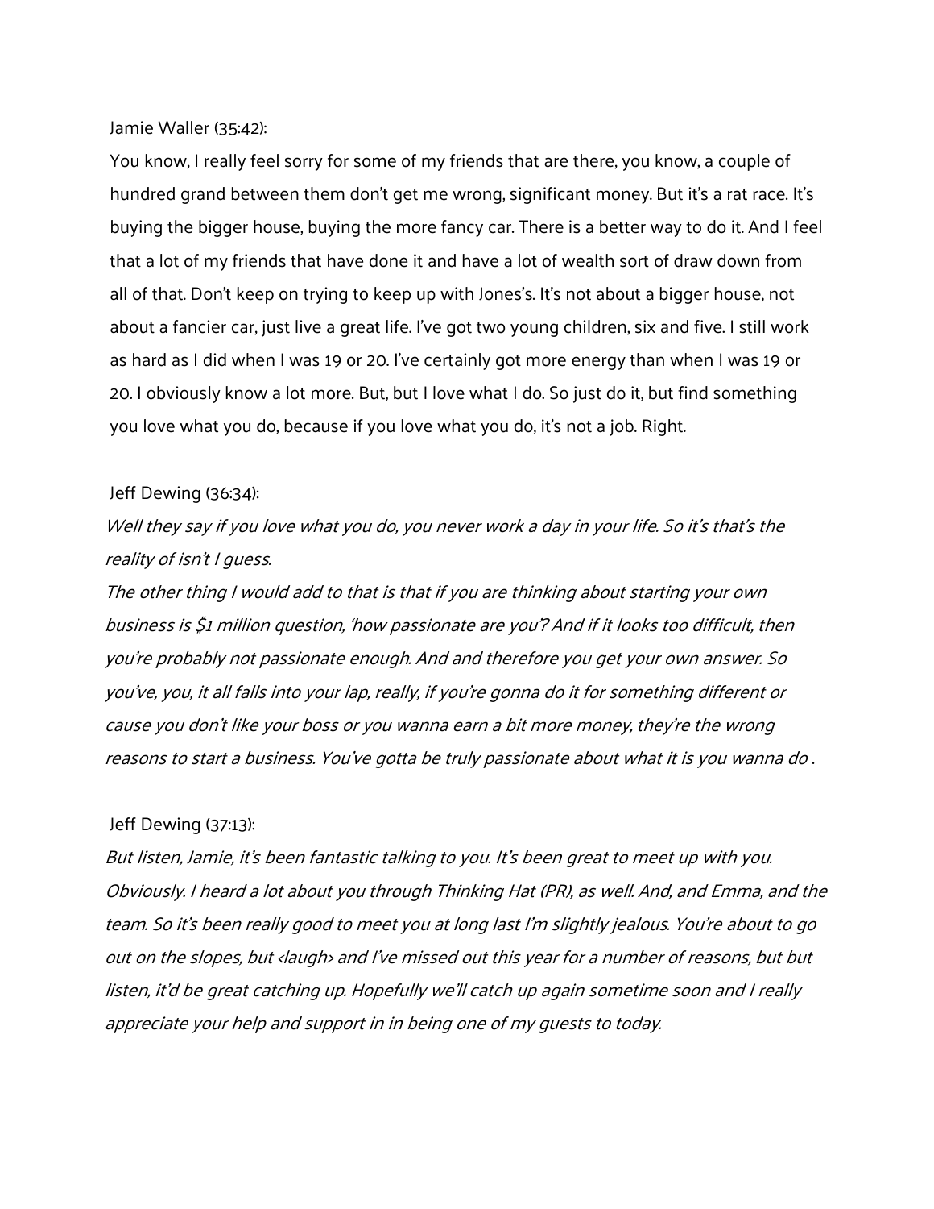Jamie Waller (35:42):

You know, I really feel sorry for some of my friends that are there, you know, a couple of hundred grand between them don't get me wrong, significant money. But it's a rat race. It's buying the bigger house, buying the more fancy car. There is a better way to do it. And I feel that a lot of my friends that have done it and have a lot of wealth sort of draw down from all of that. Don't keep on trying to keep up with Jones's. It's not about a bigger house, not about a fancier car, just live a great life. I've got two young children, six and five. I still work as hard as I did when I was 19 or 20. I've certainly got more energy than when I was 19 or 20. I obviously know a lot more. But, but I love what I do. So just do it, but find something you love what you do, because if you love what you do, it's not a job. Right.

Jeff Dewing (36:34):

*Well they say if you love what you do, you never work a day in your life. So it's that's the reality of isn't I guess.*

*The other thing I would add to that is that if you are thinking about starting your own business is $1 million question, 'how passionate are you'? And if it looks too difficult, then you're probably not passionate enough. And and therefore you get your own answer. So you've, you, it all falls into your lap, really, if you're gonna do it for something different or cause you don't like your boss or you wanna earn a bit more money, they're the wrong reasons to start a business. You've gotta be truly passionate about what it is you wanna do .*

Jeff Dewing (37:13):

*But listen, Jamie, it's been fantastic talking to you. It's been great to meet up with you. Obviously. I heard a lot about you through Thinking Hat (PR), as well. And, and Emma, and the team. So it's been really good to meet you at long last I'm slightly jealous. You're about to go out on the slopes, but <laugh> and I've missed out this year for a number of reasons, but but listen, it'd be great catching up. Hopefully we'll catch up again sometime soon and I really appreciate your help and support in in being one of my guests to today.*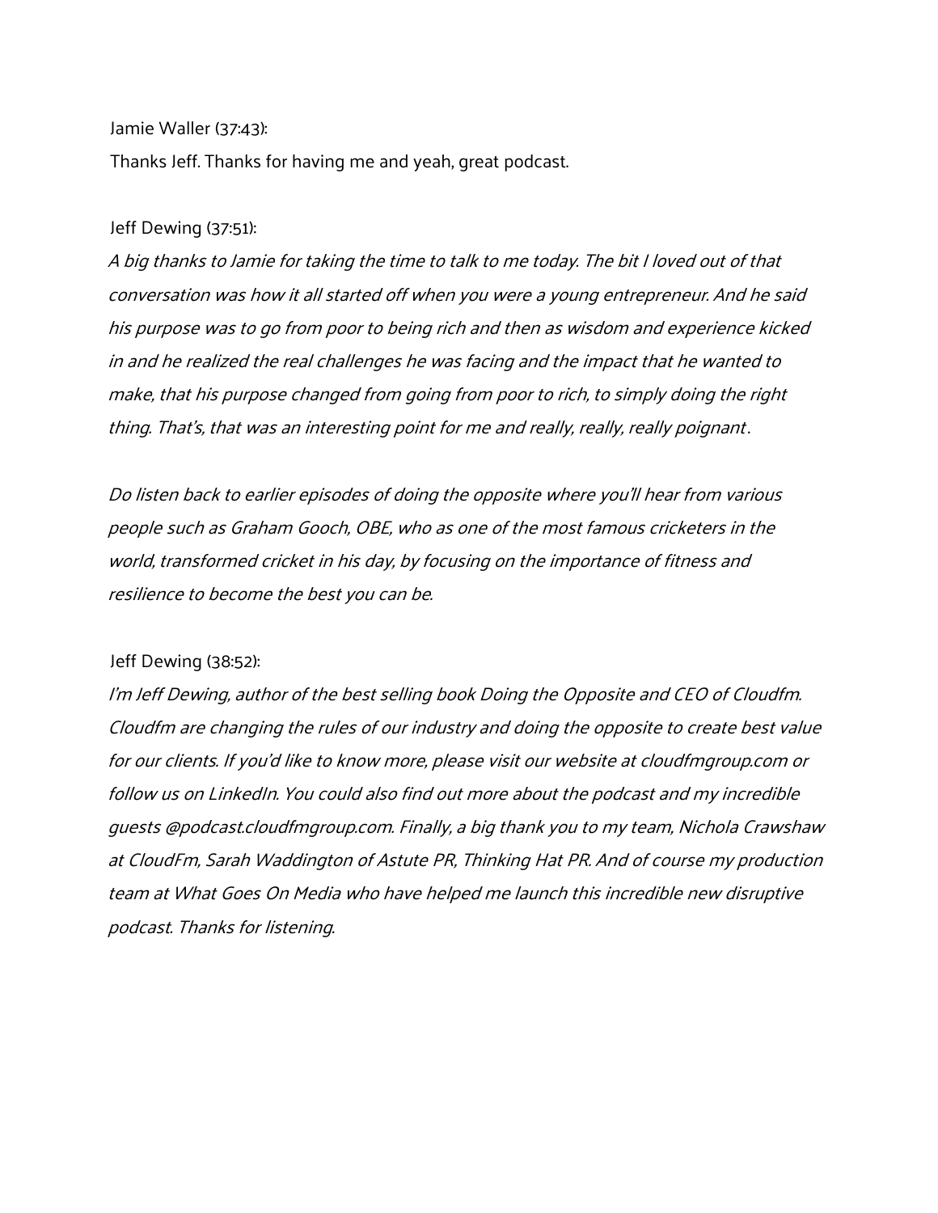Jamie Waller (37:43):

Thanks Jeff. Thanks for having me and yeah, great podcast.

Jeff Dewing (37:51):

*A big thanks to Jamie for taking the time to talk to me today. The bit I loved out of that conversation was how it all started off when you were a young entrepreneur. And he said his purpose was to go from poor to being rich and then as wisdom and experience kicked in and he realized the real challenges he was facing and the impact that he wanted to make, that his purpose changed from going from poor to rich, to simply doing the right thing. That's, that was an interesting point for me and really, really, really poignant*.

*Do listen back to earlier episodes of doing the opposite where you'll hear from various people such as Graham Gooch, OBE, who as one of the most famous cricketers in the world, transformed cricket in his day, by focusing on the importance of fitness and resilience to become the best you can be.*

Jeff Dewing (38:52):

*I'm Jeff Dewing, author of the best selling book Doing the Opposite and CEO of Cloudfm. Cloudfm are changing the rules of our industry and doing the opposite to create best value for our clients. If you'd like to know more, please visit our website at cloudfmgroup.com or follow us on LinkedIn. You could also find out more about the podcast and my incredible guests @podcast.cloudfmgroup.com. Finally, a big thank you to my team, Nichola Crawshaw at CloudFm, Sarah Waddington of Astute PR, Thinking Hat PR. And of course my production team at What Goes On Media who have helped me launch this incredible new disruptive podcast. Thanks for listening.*